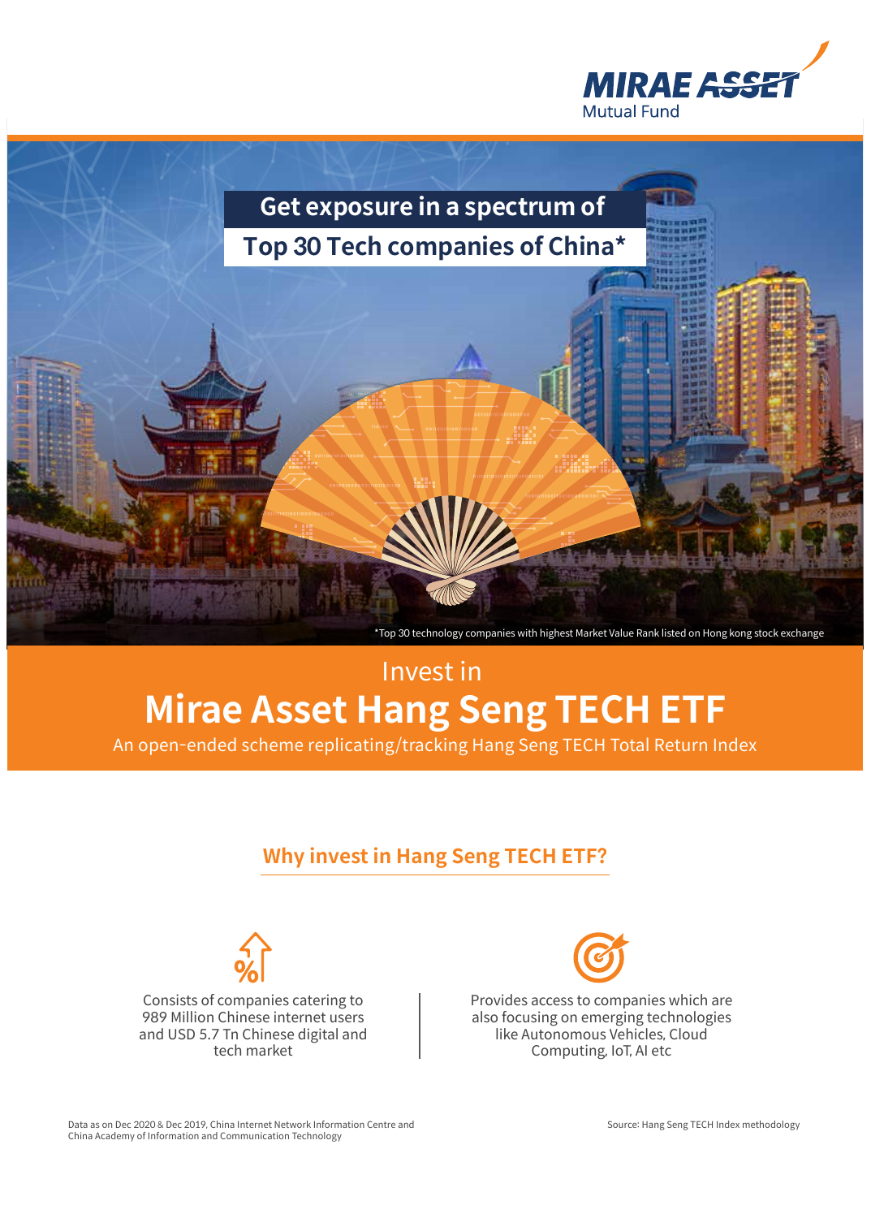MIRAE ASSET
Mutual Fund

# Get exposure in a spectrum of Top 30 Tech companies of China*

*Top 30 technology companies with highest Market Value Rank listed on Hong kong stock exchange

Invest in

# Mirae Asset Hang Seng TECH ETF

An open-ended scheme replicating/tracking Hang Seng TECH Total Return Index

## Why invest in Hang Seng TECH ETF?

Consists of companies catering to 989 Million Chinese internet users and USD 5.7 Tn Chinese digital and tech market

Provides access to companies which are also focusing on emerging technologies like Autonomous Vehicles, Cloud Computing, IoT, AI etc

Data as on Dec 2020 & Dec 2019, China Internet Network Information Centre and China Academy of Information and Communication Technology

Source: Hang Seng TECH Index methodology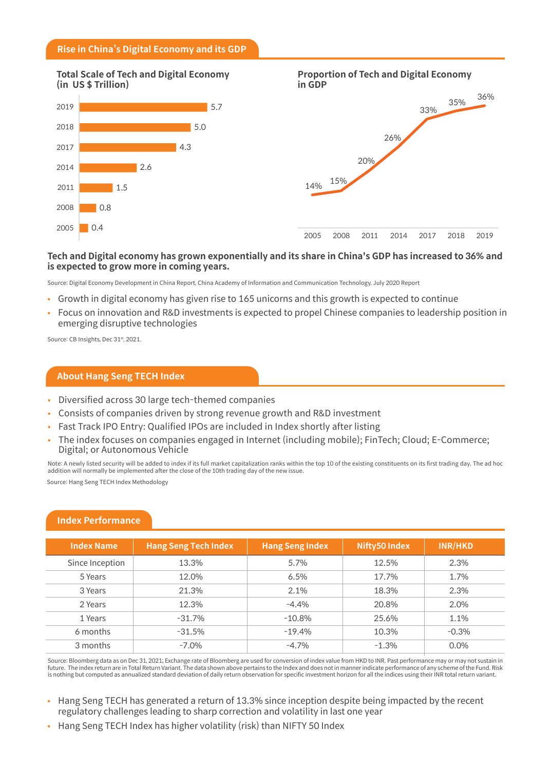## Rise in China's Digital Economy and its GDP

**Total Scale of Tech and Digital Economy (in US $ Trillion)**

| Year | Value |
|---|---|
| 2019 | 5.7 |
| 2018 | 5.0 |
| 2017 | 4.3 |
| 2014 | 2.6 |
| 2011 | 1.5 |
| 2008 | 0.8 |
| 2005 | 0.4 |

**Proportion of Tech and Digital Economy in GDP**

| Year | 2005 | 2008 | 2011 | 2014 | 2017 | 2018 | 2019 |
|---|---|---|---|---|---|---|---|
| Proportion | 14% | 15% | 20% | 26% | 33% | 35% | 36% |

**Tech and Digital economy has grown exponentially and its share in China's GDP has increased to 36% and is expected to grow more in coming years.**

Source: Digital Economy Development in China Report, China Academy of Information and Communication Technology, July 2020 Report

- Growth in digital economy has given rise to 165 unicorns and this growth is expected to continue
- Focus on innovation and R&D investments is expected to propel Chinese companies to leadership position in emerging disruptive technologies

Source: CB Insights, Dec 31st, 2021.

## About Hang Seng TECH Index

- Diversified across 30 large tech-themed companies
- Consists of companies driven by strong revenue growth and R&D investment
- Fast Track IPO Entry: Qualified IPOs are included in Index shortly after listing
- The index focuses on companies engaged in Internet (including mobile); FinTech; Cloud; E-Commerce; Digital; or Autonomous Vehicle

Note: A newly listed security will be added to index if its full market capitalization ranks within the top 10 of the existing constituents on its first trading day. The ad hoc addition will normally be implemented after the close of the 10th trading day of the new issue.

Source: Hang Seng TECH Index Methodology

## Index Performance

| Index Name | Hang Seng Tech Index | Hang Seng Index | Nifty50 Index | INR/HKD |
|---|---|---|---|---|
| Since Inception | 13.3% | 5.7% | 12.5% | 2.3% |
| 5 Years | 12.0% | 6.5% | 17.7% | 1.7% |
| 3 Years | 21.3% | 2.1% | 18.3% | 2.3% |
| 2 Years | 12.3% | -4.4% | 20.8% | 2.0% |
| 1 Years | -31.7% | -10.8% | 25.6% | 1.1% |
| 6 months | -31.5% | -19.4% | 10.3% | -0.3% |
| 3 months | -7.0% | -4.7% | -1.3% | 0.0% |

Source: Bloomberg data as on Dec 31, 2021; Exchange rate of Bloomberg are used for conversion of index value from HKD to INR. Past performance may or may not sustain in future. The index return are in Total Return Variant. The data shown above pertains to the Index and does not in manner indicate performance of any scheme of the Fund. Risk is nothing but computed as annualized standard deviation of daily return observation for specific investment horizon for all the indices using their INR total return variant.

- Hang Seng TECH has generated a return of 13.3% since inception despite being impacted by the recent regulatory challenges leading to sharp correction and volatility in last one year
- Hang Seng TECH Index has higher volatility (risk) than NIFTY 50 Index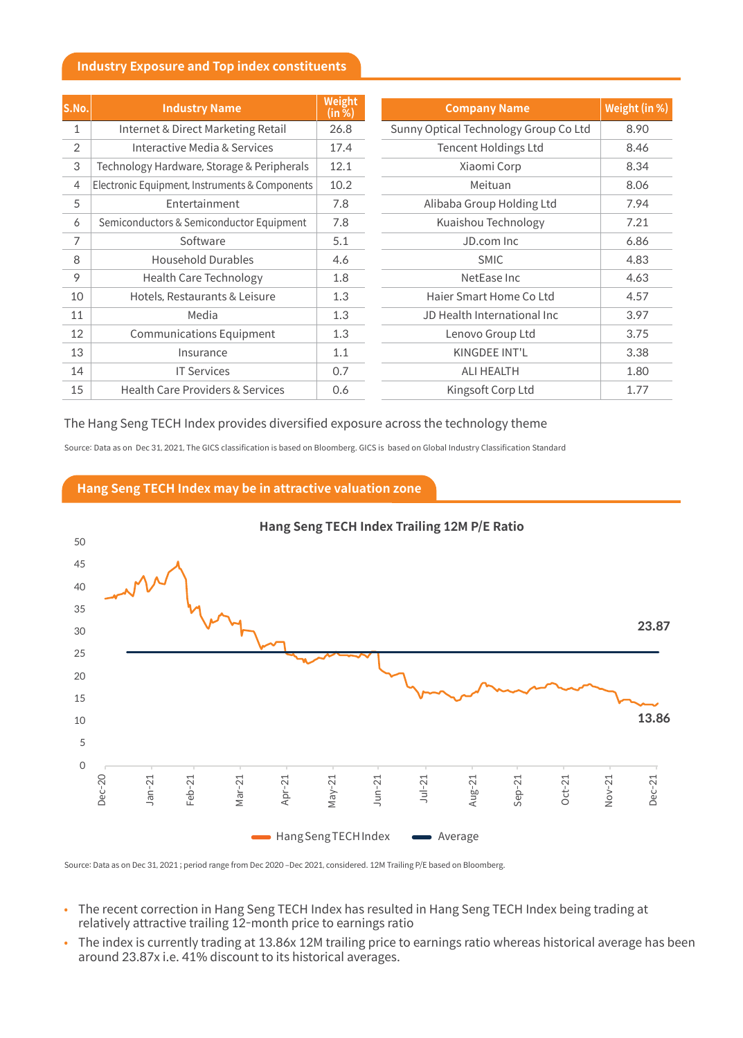## Industry Exposure and Top index constituents

| S.No. | Industry Name | Weight (in %) |
|---|---|---|
| 1 | Internet & Direct Marketing Retail | 26.8 |
| 2 | Interactive Media & Services | 17.4 |
| 3 | Technology Hardware, Storage & Peripherals | 12.1 |
| 4 | Electronic Equipment, Instruments & Components | 10.2 |
| 5 | Entertainment | 7.8 |
| 6 | Semiconductors & Semiconductor Equipment | 7.8 |
| 7 | Software | 5.1 |
| 8 | Household Durables | 4.6 |
| 9 | Health Care Technology | 1.8 |
| 10 | Hotels, Restaurants & Leisure | 1.3 |
| 11 | Media | 1.3 |
| 12 | Communications Equipment | 1.3 |
| 13 | Insurance | 1.1 |
| 14 | IT Services | 0.7 |
| 15 | Health Care Providers & Services | 0.6 |

| Company Name | Weight (in %) |
|---|---|
| Sunny Optical Technology Group Co Ltd | 8.90 |
| Tencent Holdings Ltd | 8.46 |
| Xiaomi Corp | 8.34 |
| Meituan | 8.06 |
| Alibaba Group Holding Ltd | 7.94 |
| Kuaishou Technology | 7.21 |
| JD.com Inc | 6.86 |
| SMIC | 4.83 |
| NetEase Inc | 4.63 |
| Haier Smart Home Co Ltd | 4.57 |
| JD Health International Inc | 3.97 |
| Lenovo Group Ltd | 3.75 |
| KINGDEE INT'L | 3.38 |
| ALI HEALTH | 1.80 |
| Kingsoft Corp Ltd | 1.77 |

The Hang Seng TECH Index provides diversified exposure across the technology theme

Source: Data as on Dec 31, 2021, The GICS classification is based on Bloomberg. GICS is based on Global Industry Classification Standard

## Hang Seng TECH Index may be in attractive valuation zone

**Hang Seng TECH Index Trailing 12M P/E Ratio**

Source: Data as on Dec 31, 2021 ; period range from Dec 2020 –Dec 2021, considered. 12M Trailing P/E based on Bloomberg.

- The recent correction in Hang Seng TECH Index has resulted in Hang Seng TECH Index being trading at relatively attractive trailing 12-month price to earnings ratio
- The index is currently trading at 13.86x 12M trailing price to earnings ratio whereas historical average has been around 23.87x i.e. 41% discount to its historical averages.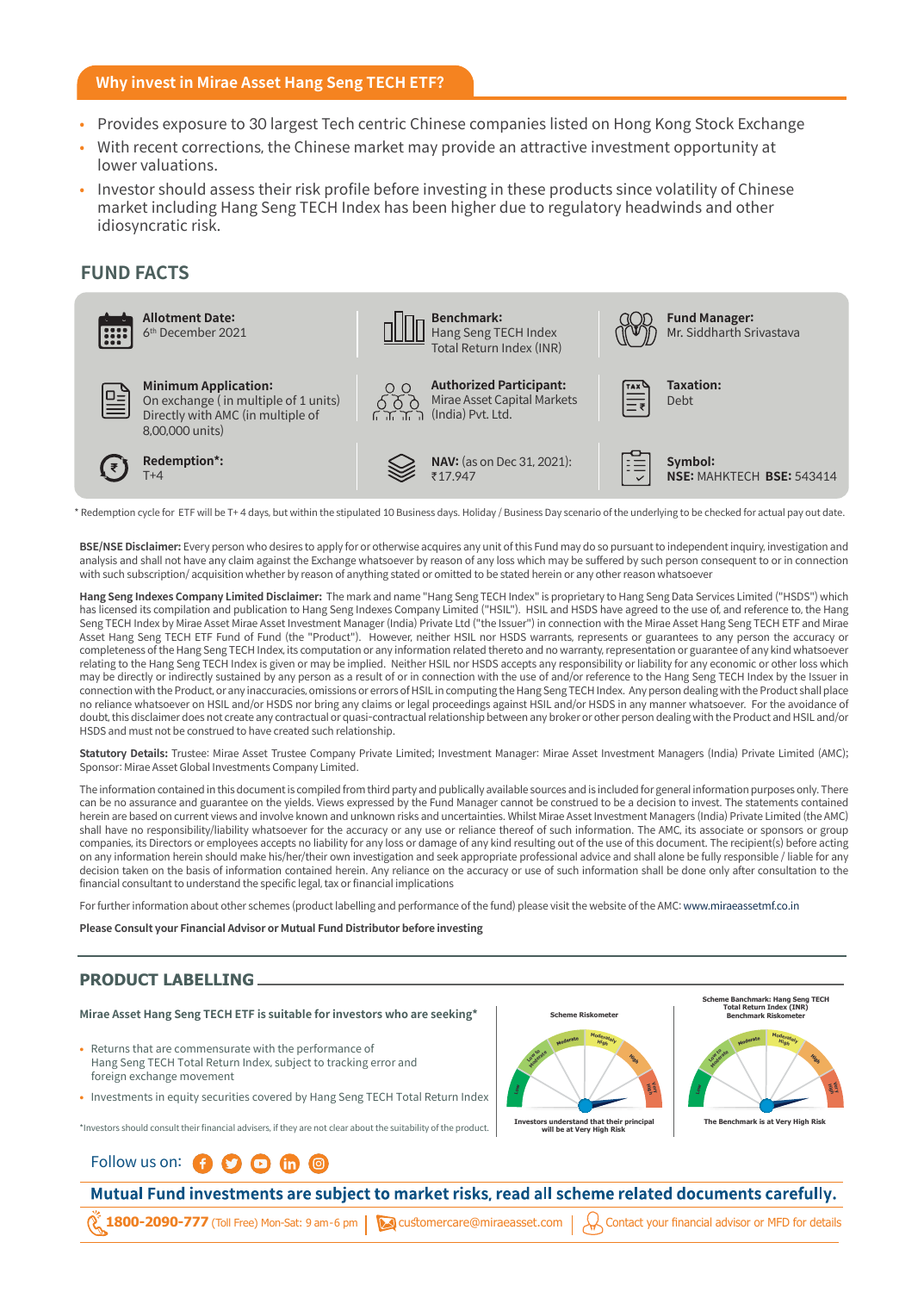## Why invest in Mirae Asset Hang Seng TECH ETF?

- Provides exposure to 30 largest Tech centric Chinese companies listed on Hong Kong Stock Exchange
- With recent corrections, the Chinese market may provide an attractive investment opportunity at lower valuations.
- Investor should assess their risk profile before investing in these products since volatility of Chinese market including Hang Seng TECH Index has been higher due to regulatory headwinds and other idiosyncratic risk.

## FUND FACTS

**Allotment Date:**
6th December 2021

**Benchmark:**
Hang Seng TECH Index Total Return Index (INR)

**Fund Manager:**
Mr. Siddharth Srivastava

**Minimum Application:**
On exchange ( in multiple of 1 units)
Directly with AMC (in multiple of 8,00,000 units)

**Authorized Participant:**
Mirae Asset Capital Markets (India) Pvt. Ltd.

**Taxation:**
Debt

**Redemption*:**
T+4

**NAV:** (as on Dec 31, 2021):
₹17.947

**Symbol:**
**NSE:** MAHKTECH **BSE:** 543414

* Redemption cycle for ETF will be T+ 4 days, but within the stipulated 10 Business days. Holiday / Business Day scenario of the underlying to be checked for actual pay out date.

**BSE/NSE Disclaimer:** Every person who desires to apply for or otherwise acquires any unit of this Fund may do so pursuant to independent inquiry, investigation and analysis and shall not have any claim against the Exchange whatsoever by reason of any loss which may be suffered by such person consequent to or in connection with such subscription/ acquisition whether by reason of anything stated or omitted to be stated herein or any other reason whatsoever

**Hang Seng Indexes Company Limited Disclaimer:** The mark and name "Hang Seng TECH Index" is proprietary to Hang Seng Data Services Limited ("HSDS") which has licensed its compilation and publication to Hang Seng Indexes Company Limited ("HSIL"). HSIL and HSDS have agreed to the use of, and reference to, the Hang Seng TECH Index by Mirae Asset Mirae Asset Investment Manager (India) Private Ltd ("the Issuer") in connection with the Mirae Asset Hang Seng TECH ETF and Mirae Asset Hang Seng TECH ETF Fund of Fund (the "Product"). However, neither HSIL nor HSDS warrants, represents or guarantees to any person the accuracy or completeness of the Hang Seng TECH Index, its computation or any information related thereto and no warranty, representation or guarantee of any kind whatsoever relating to the Hang Seng TECH Index is given or may be implied. Neither HSIL nor HSDS accepts any responsibility or liability for any economic or other loss which may be directly or indirectly sustained by any person as a result of or in connection with the use of and/or reference to the Hang Seng TECH Index by the Issuer in connection with the Product, or any inaccuracies, omissions or errors of HSIL in computing the Hang Seng TECH Index. Any person dealing with the Product shall place no reliance whatsoever on HSIL and/or HSDS nor bring any claims or legal proceedings against HSIL and/or HSDS in any manner whatsoever. For the avoidance of doubt, this disclaimer does not create any contractual or quasi-contractual relationship between any broker or other person dealing with the Product and HSIL and/or HSDS and must not be construed to have created such relationship.

**Statutory Details:** Trustee: Mirae Asset Trustee Company Private Limited; Investment Manager: Mirae Asset Investment Managers (India) Private Limited (AMC); Sponsor: Mirae Asset Global Investments Company Limited.

The information contained in this document is compiled from third party and publically available sources and is included for general information purposes only. There can be no assurance and guarantee on the yields. Views expressed by the Fund Manager cannot be construed to be a decision to invest. The statements contained herein are based on current views and involve known and unknown risks and uncertainties. Whilst Mirae Asset Investment Managers (India) Private Limited (the AMC) shall have no responsibility/liability whatsoever for the accuracy or any use or reliance thereof of such information. The AMC, its associate or sponsors or group companies, its Directors or employees accepts no liability for any loss or damage of any kind resulting out of the use of this document. The recipient(s) before acting on any information herein should make his/her/their own investigation and seek appropriate professional advice and shall alone be fully responsible / liable for any decision taken on the basis of information contained herein. Any reliance on the accuracy or use of such information shall be done only after consultation to the financial consultant to understand the specific legal, tax or financial implications

For further information about other schemes (product labelling and performance of the fund) please visit the website of the AMC: www.miraeassetmf.co.in

**Please Consult your Financial Advisor or Mutual Fund Distributor before investing**

## PRODUCT LABELLING

**Mirae Asset Hang Seng TECH ETF is suitable for investors who are seeking***

- Returns that are commensurate with the performance of Hang Seng TECH Total Return Index, subject to tracking error and foreign exchange movement
- Investments in equity securities covered by Hang Seng TECH Total Return Index

*Investors should consult their financial advisers, if they are not clear about the suitability of the product.

Scheme Riskometer

Low, Low to Moderate, Moderate, Moderately High, High, Very High

Investors understand that their principal will be at Very High Risk

Scheme Benchmark: Hang Seng TECH Total Return Index (INR) Benchmark Riskometer

Low, Low to Moderate, Moderate, Moderately High, High, Very High

The Benchmark is at Very High Risk

Follow us on:

**Mutual Fund investments are subject to market risks, read all scheme related documents carefully.**

**1800-2090-777** (Toll Free) Mon-Sat: 9 am-6 pm | customercare@miraeasset.com | Contact your financial advisor or MFD for details